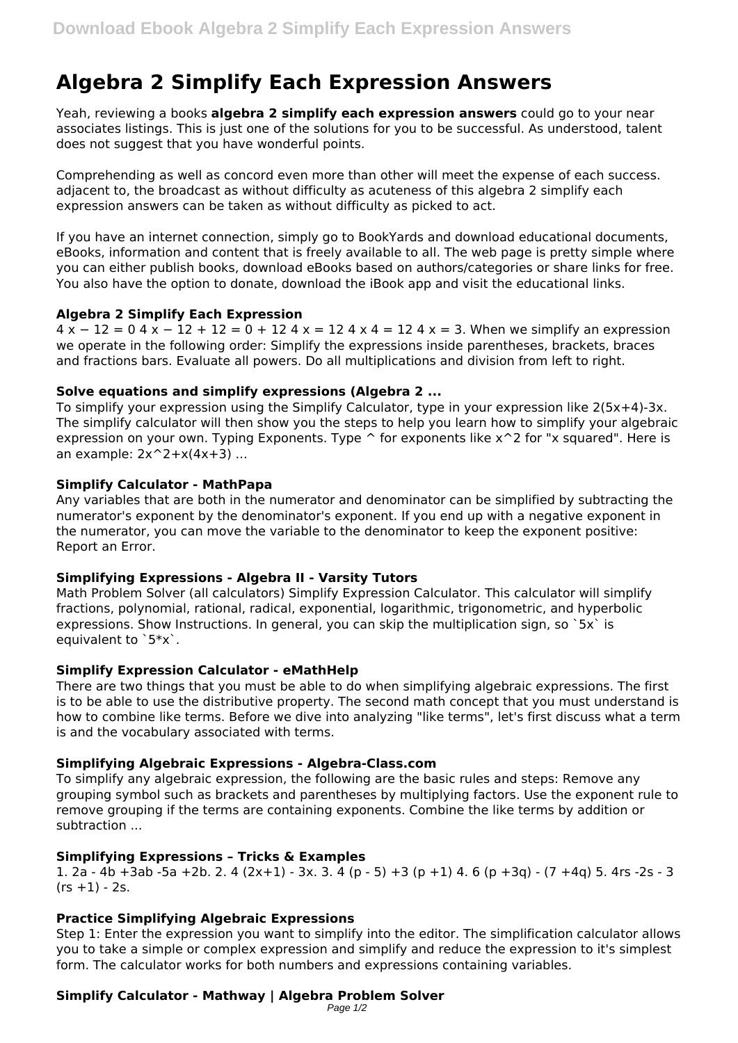# Algebra 2 Simplify Each Expression Answers

Yeah, reviewing a books **algebra 2 simplify each expression answers** could go to your near associates listings. This is just one of the solutions for you to be successful. As understood, talent does not suggest that you have wonderful points.

Comprehending as well as concord even more than other will meet the expense of each success. adjacent to, the broadcast as without difficulty as acuteness of this algebra 2 simplify each expression answers can be taken as without difficulty as picked to act.

If you have an internet connection, simply go to BookYards and download educational documents, eBooks, information and content that is freely available to all. The web page is pretty simple where you can either publish books, download eBooks based on authors/categories or share links for free. You also have the option to donate, download the iBook app and visit the educational links.

### Algebra 2 Simplify Each Expression

$4x - 12 = 0$ $4x - 12 + 12 = 0 + 12$ $4x = 12$ $4x$ $4 = 12$ $4$ $x = 3$. When we simplify an expression we operate in the following order: Simplify the expressions inside parentheses, brackets, braces and fractions bars. Evaluate all powers. Do all multiplications and division from left to right.

### Solve equations and simplify expressions (Algebra 2 ...

To simplify your expression using the Simplify Calculator, type in your expression like 2(5x+4)-3x. The simplify calculator will then show you the steps to help you learn how to simplify your algebraic expression on your own. Typing Exponents. Type ^ for exponents like x^2 for "x squared". Here is an example: 2x^2+x(4x+3) ...

### Simplify Calculator - MathPapa

Any variables that are both in the numerator and denominator can be simplified by subtracting the numerator's exponent by the denominator's exponent. If you end up with a negative exponent in the numerator, you can move the variable to the denominator to keep the exponent positive: Report an Error.

### Simplifying Expressions - Algebra II - Varsity Tutors

Math Problem Solver (all calculators) Simplify Expression Calculator. This calculator will simplify fractions, polynomial, rational, radical, exponential, logarithmic, trigonometric, and hyperbolic expressions. Show Instructions. In general, you can skip the multiplication sign, so `5x` is equivalent to `5*x`.

### Simplify Expression Calculator - eMathHelp

There are two things that you must be able to do when simplifying algebraic expressions. The first is to be able to use the distributive property. The second math concept that you must understand is how to combine like terms. Before we dive into analyzing "like terms", let's first discuss what a term is and the vocabulary associated with terms.

### Simplifying Algebraic Expressions - Algebra-Class.com

To simplify any algebraic expression, the following are the basic rules and steps: Remove any grouping symbol such as brackets and parentheses by multiplying factors. Use the exponent rule to remove grouping if the terms are containing exponents. Combine the like terms by addition or subtraction ...

### Simplifying Expressions – Tricks & Examples

1. $2a - 4b + 3ab - 5a + 2b$. 2. $4(2x+1) - 3x$. 3. $4(p - 5) + 3(p + 1)$ 4. $6(p + 3q) - (7 + 4q)$ 5. $4rs - 2s - 3(rs + 1) - 2s$.

### Practice Simplifying Algebraic Expressions

Step 1: Enter the expression you want to simplify into the editor. The simplification calculator allows you to take a simple or complex expression and simplify and reduce the expression to it's simplest form. The calculator works for both numbers and expressions containing variables.

### Simplify Calculator - Mathway | Algebra Problem Solver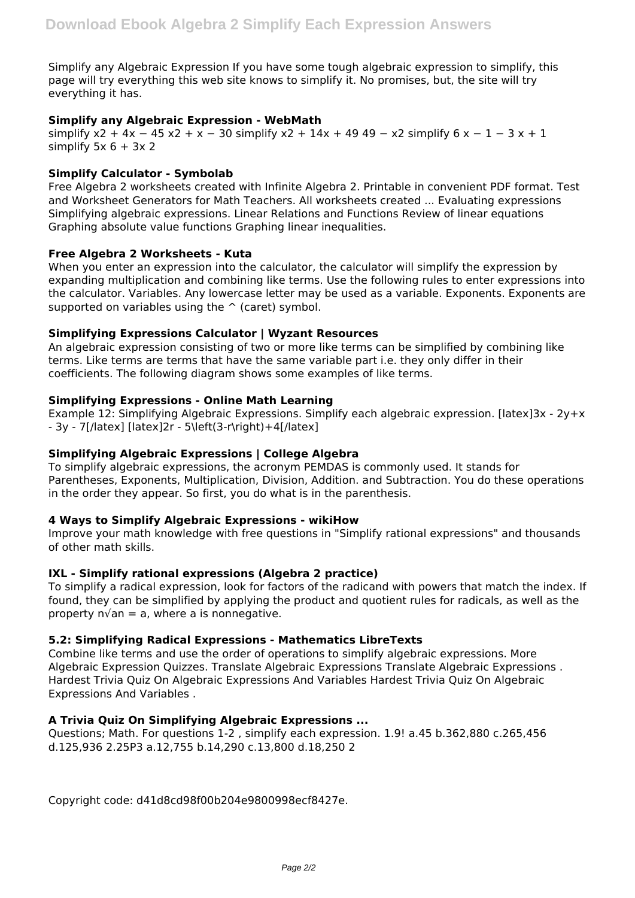Simplify any Algebraic Expression If you have some tough algebraic expression to simplify, this page will try everything this web site knows to simplify it. No promises, but, the site will try everything it has.

### Simplify any Algebraic Expression - WebMath

simplify $x2 + 4x - 45$ $x2 + x - 30$ simplify $x2 + 14x + 49$ $49 - x2$ simplify $6$ $x - 1 - 3$ $x + 1$ simplify $5x$ $6 + 3x$ $2$

### Simplify Calculator - Symbolab

Free Algebra 2 worksheets created with Infinite Algebra 2. Printable in convenient PDF format. Test and Worksheet Generators for Math Teachers. All worksheets created ... Evaluating expressions Simplifying algebraic expressions. Linear Relations and Functions Review of linear equations Graphing absolute value functions Graphing linear inequalities.

### Free Algebra 2 Worksheets - Kuta

When you enter an expression into the calculator, the calculator will simplify the expression by expanding multiplication and combining like terms. Use the following rules to enter expressions into the calculator. Variables. Any lowercase letter may be used as a variable. Exponents. Exponents are supported on variables using the ^ (caret) symbol.

### Simplifying Expressions Calculator | Wyzant Resources

An algebraic expression consisting of two or more like terms can be simplified by combining like terms. Like terms are terms that have the same variable part i.e. they only differ in their coefficients. The following diagram shows some examples of like terms.

### Simplifying Expressions - Online Math Learning

Example 12: Simplifying Algebraic Expressions. Simplify each algebraic expression. [latex]3x - 2y+x - 3y - 7[/latex] [latex]2r - 5\left(3-r\right)+4[/latex]

### Simplifying Algebraic Expressions | College Algebra

To simplify algebraic expressions, the acronym PEMDAS is commonly used. It stands for Parentheses, Exponents, Multiplication, Division, Addition. and Subtraction. You do these operations in the order they appear. So first, you do what is in the parenthesis.

### 4 Ways to Simplify Algebraic Expressions - wikiHow

Improve your math knowledge with free questions in "Simplify rational expressions" and thousands of other math skills.

### IXL - Simplify rational expressions (Algebra 2 practice)

To simplify a radical expression, look for factors of the radicand with powers that match the index. If found, they can be simplified by applying the product and quotient rules for radicals, as well as the property n√an = a, where a is nonnegative.

### 5.2: Simplifying Radical Expressions - Mathematics LibreTexts

Combine like terms and use the order of operations to simplify algebraic expressions. More Algebraic Expression Quizzes. Translate Algebraic Expressions Translate Algebraic Expressions . Hardest Trivia Quiz On Algebraic Expressions And Variables Hardest Trivia Quiz On Algebraic Expressions And Variables .

### A Trivia Quiz On Simplifying Algebraic Expressions ...

Questions; Math. For questions 1-2 , simplify each expression. 1.9! a.45 b.362,880 c.265,456 d.125,936 2.25P3 a.12,755 b.14,290 c.13,800 d.18,250 2

Copyright code: d41d8cd98f00b204e9800998ecf8427e.